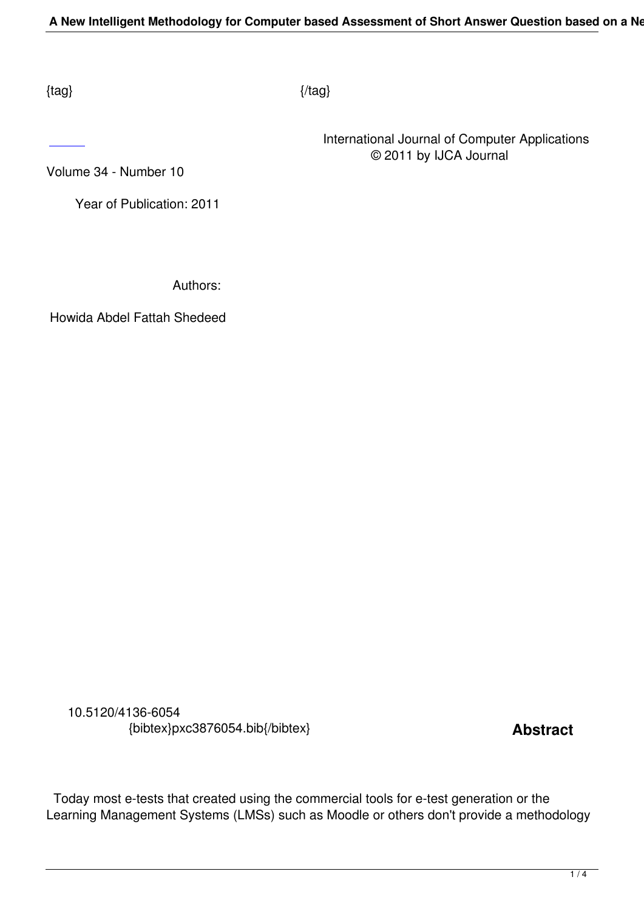{tag} {/tag}

International Journal of Computer Applications
© 2011 by IJCA Journal

Volume 34 - Number 10

Year of Publication: 2011

Authors:

Howida Abdel Fattah Shedeed

10.5120/4136-6054
{bibtex}pxc3876054.bib{/bibtex}

**Abstract**

Today most e-tests that created using the commercial tools for e-test generation or the Learning Management Systems (LMSs) such as Moodle or others don't provide a methodology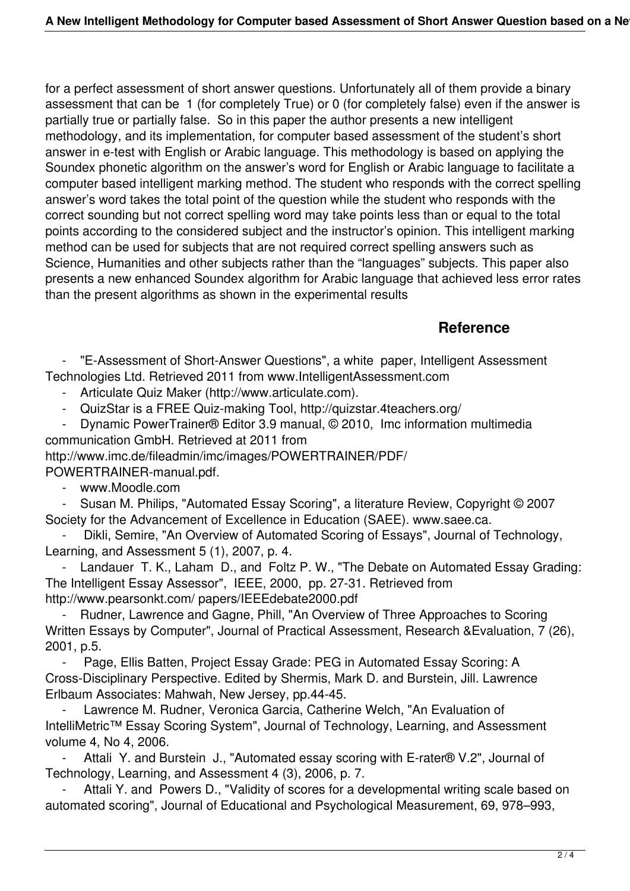for a perfect assessment of short answer questions. Unfortunately all of them provide a binary assessment that can be 1 (for completely True) or 0 (for completely false) even if the answer is partially true or partially false. So in this paper the author presents a new intelligent methodology, and its implementation, for computer based assessment of the student's short answer in e-test with English or Arabic language. This methodology is based on applying the Soundex phonetic algorithm on the answer's word for English or Arabic language to facilitate a computer based intelligent marking method. The student who responds with the correct spelling answer's word takes the total point of the question while the student who responds with the correct sounding but not correct spelling word may take points less than or equal to the total points according to the considered subject and the instructor's opinion. This intelligent marking method can be used for subjects that are not required correct spelling answers such as Science, Humanities and other subjects rather than the "languages" subjects. This paper also presents a new enhanced Soundex algorithm for Arabic language that achieved less error rates than the present algorithms as shown in the experimental results

## Reference

- "E-Assessment of Short-Answer Questions", a white paper, Intelligent Assessment Technologies Ltd. Retrieved 2011 from www.IntelligentAssessment.com
- Articulate Quiz Maker (http://www.articulate.com).
- QuizStar is a FREE Quiz-making Tool, http://quizstar.4teachers.org/
- Dynamic PowerTrainer® Editor 3.9 manual, © 2010, Imc information multimedia communication GmbH. Retrieved at 2011 from http://www.imc.de/fileadmin/imc/images/POWERTRAINER/PDF/POWERTRAINER-manual.pdf.
- www.Moodle.com
- Susan M. Philips, "Automated Essay Scoring", a literature Review, Copyright © 2007 Society for the Advancement of Excellence in Education (SAEE). www.saee.ca.
- Dikli, Semire, "An Overview of Automated Scoring of Essays", Journal of Technology, Learning, and Assessment 5 (1), 2007, p. 4.
- Landauer T. K., Laham D., and Foltz P. W., "The Debate on Automated Essay Grading: The Intelligent Essay Assessor", IEEE, 2000, pp. 27-31. Retrieved from http://www.pearsonkt.com/ papers/IEEEdebate2000.pdf
- Rudner, Lawrence and Gagne, Phill, "An Overview of Three Approaches to Scoring Written Essays by Computer", Journal of Practical Assessment, Research &Evaluation, 7 (26), 2001, p.5.
- Page, Ellis Batten, Project Essay Grade: PEG in Automated Essay Scoring: A Cross-Disciplinary Perspective. Edited by Shermis, Mark D. and Burstein, Jill. Lawrence Erlbaum Associates: Mahwah, New Jersey, pp.44-45.
- Lawrence M. Rudner, Veronica Garcia, Catherine Welch, "An Evaluation of IntelliMetric™ Essay Scoring System", Journal of Technology, Learning, and Assessment volume 4, No 4, 2006.
- Attali Y. and Burstein J., "Automated essay scoring with E-rater® V.2", Journal of Technology, Learning, and Assessment 4 (3), 2006, p. 7.
- Attali Y. and Powers D., "Validity of scores for a developmental writing scale based on automated scoring", Journal of Educational and Psychological Measurement, 69, 978–993,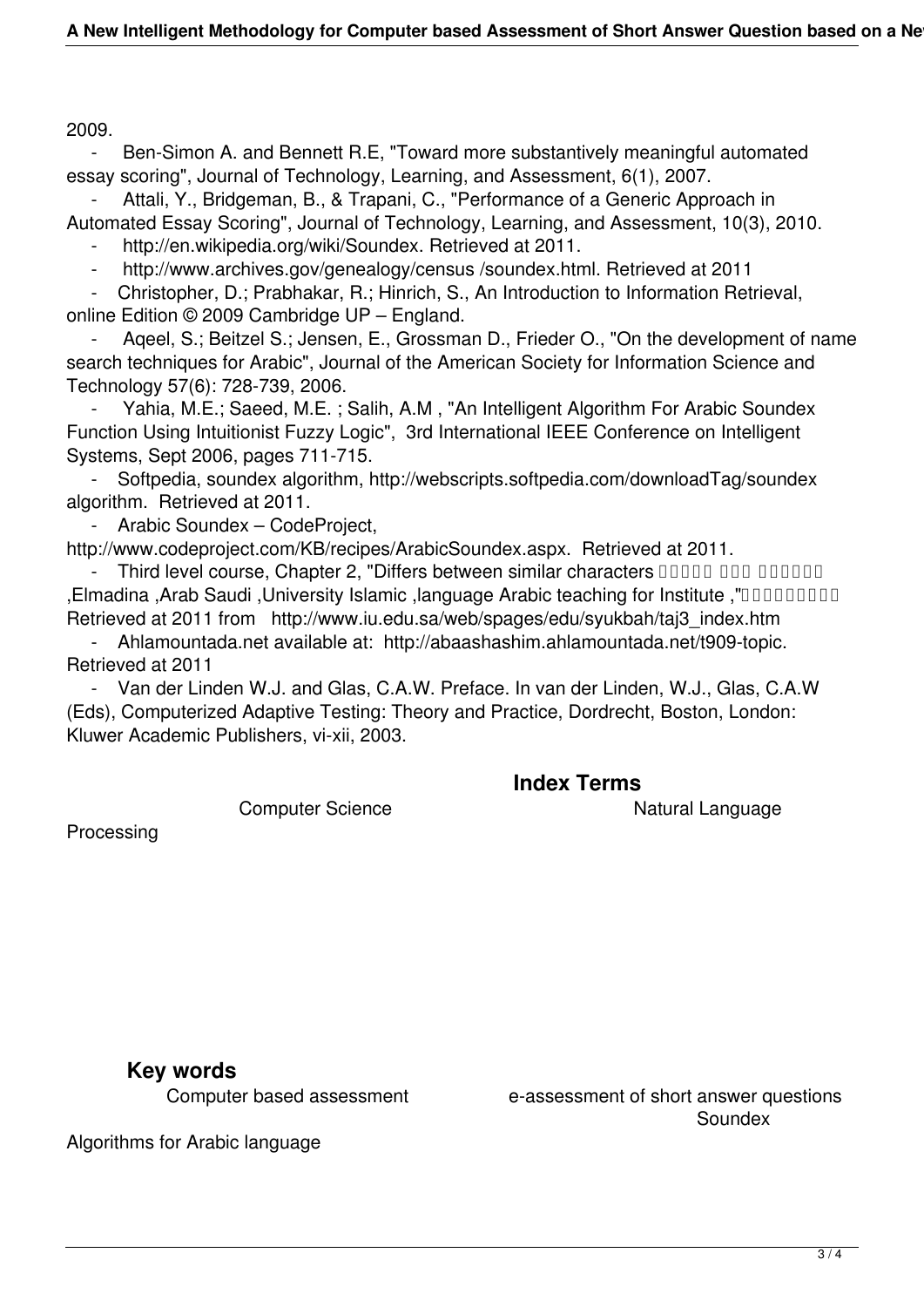2009.

- Ben-Simon A. and Bennett R.E, "Toward more substantively meaningful automated essay scoring", Journal of Technology, Learning, and Assessment, 6(1), 2007.
- Attali, Y., Bridgeman, B., & Trapani, C., "Performance of a Generic Approach in Automated Essay Scoring", Journal of Technology, Learning, and Assessment, 10(3), 2010.
- http://en.wikipedia.org/wiki/Soundex. Retrieved at 2011.
- http://www.archives.gov/genealogy/census /soundex.html. Retrieved at 2011
- Christopher, D.; Prabhakar, R.; Hinrich, S., An Introduction to Information Retrieval, online Edition © 2009 Cambridge UP – England.
- Aqeel, S.; Beitzel S.; Jensen, E., Grossman D., Frieder O., "On the development of name search techniques for Arabic", Journal of the American Society for Information Science and Technology 57(6): 728-739, 2006.
- Yahia, M.E.; Saeed, M.E. ; Salih, A.M , "An Intelligent Algorithm For Arabic Soundex Function Using Intuitionist Fuzzy Logic", 3rd International IEEE Conference on Intelligent Systems, Sept 2006, pages 711-715.
- Softpedia, soundex algorithm, http://webscripts.softpedia.com/downloadTag/soundex algorithm. Retrieved at 2011.
- Arabic Soundex – CodeProject, http://www.codeproject.com/KB/recipes/ArabicSoundex.aspx. Retrieved at 2011.
- Third level course, Chapter 2, "Differs between similar characters ,Elmadina ,Arab Saudi ,University Islamic ,language Arabic teaching for Institute ," Retrieved at 2011 from http://www.iu.edu.sa/web/spages/edu/syukbah/taj3_index.htm
- Ahlamountada.net available at: http://abaashashim.ahlamountada.net/t909-topic. Retrieved at 2011
- Van der Linden W.J. and Glas, C.A.W. Preface. In van der Linden, W.J., Glas, C.A.W (Eds), Computerized Adaptive Testing: Theory and Practice, Dordrecht, Boston, London: Kluwer Academic Publishers, vi-xii, 2003.

## Index Terms

Computer Science Natural Language Processing

## Key words

Computer based assessment e-assessment of short answer questions Soundex Algorithms for Arabic language